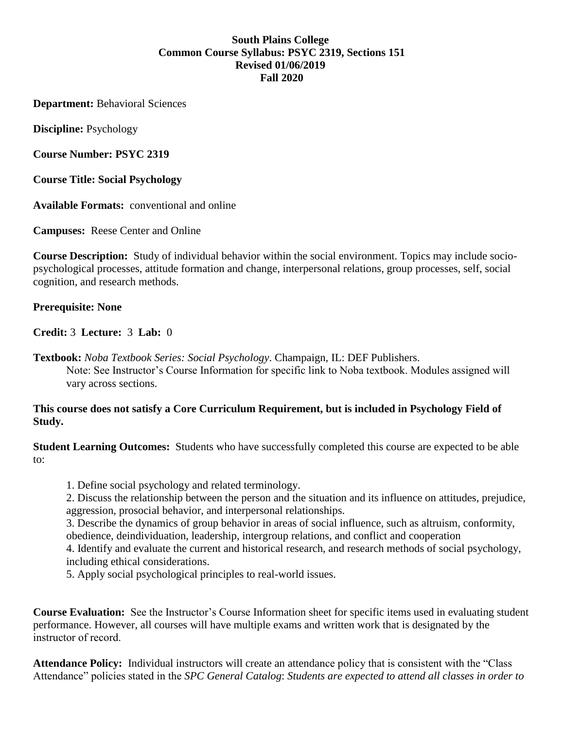**South Plains College**
**Common Course Syllabus: PSYC 2319, Sections 151**
**Revised 01/06/2019**
**Fall 2020**

**Department:** Behavioral Sciences

**Discipline:** Psychology

**Course Number: PSYC 2319**

**Course Title: Social Psychology**

**Available Formats:** conventional and online

**Campuses:** Reese Center and Online

**Course Description:** Study of individual behavior within the social environment. Topics may include socio-psychological processes, attitude formation and change, interpersonal relations, group processes, self, social cognition, and research methods.

**Prerequisite: None**

**Credit:** 3 **Lecture:** 3 **Lab:** 0

**Textbook:** *Noba Textbook Series: Social Psychology*. Champaign, IL: DEF Publishers.
Note: See Instructor's Course Information for specific link to Noba textbook. Modules assigned will vary across sections.

**This course does not satisfy a Core Curriculum Requirement, but is included in Psychology Field of Study.**

**Student Learning Outcomes:** Students who have successfully completed this course are expected to be able to:

1. Define social psychology and related terminology.
2. Discuss the relationship between the person and the situation and its influence on attitudes, prejudice, aggression, prosocial behavior, and interpersonal relationships.
3. Describe the dynamics of group behavior in areas of social influence, such as altruism, conformity, obedience, deindividuation, leadership, intergroup relations, and conflict and cooperation
4. Identify and evaluate the current and historical research, and research methods of social psychology, including ethical considerations.
5. Apply social psychological principles to real-world issues.

**Course Evaluation:** See the Instructor's Course Information sheet for specific items used in evaluating student performance. However, all courses will have multiple exams and written work that is designated by the instructor of record.

**Attendance Policy:** Individual instructors will create an attendance policy that is consistent with the "Class Attendance" policies stated in the *SPC General Catalog*: *Students are expected to attend all classes in order to*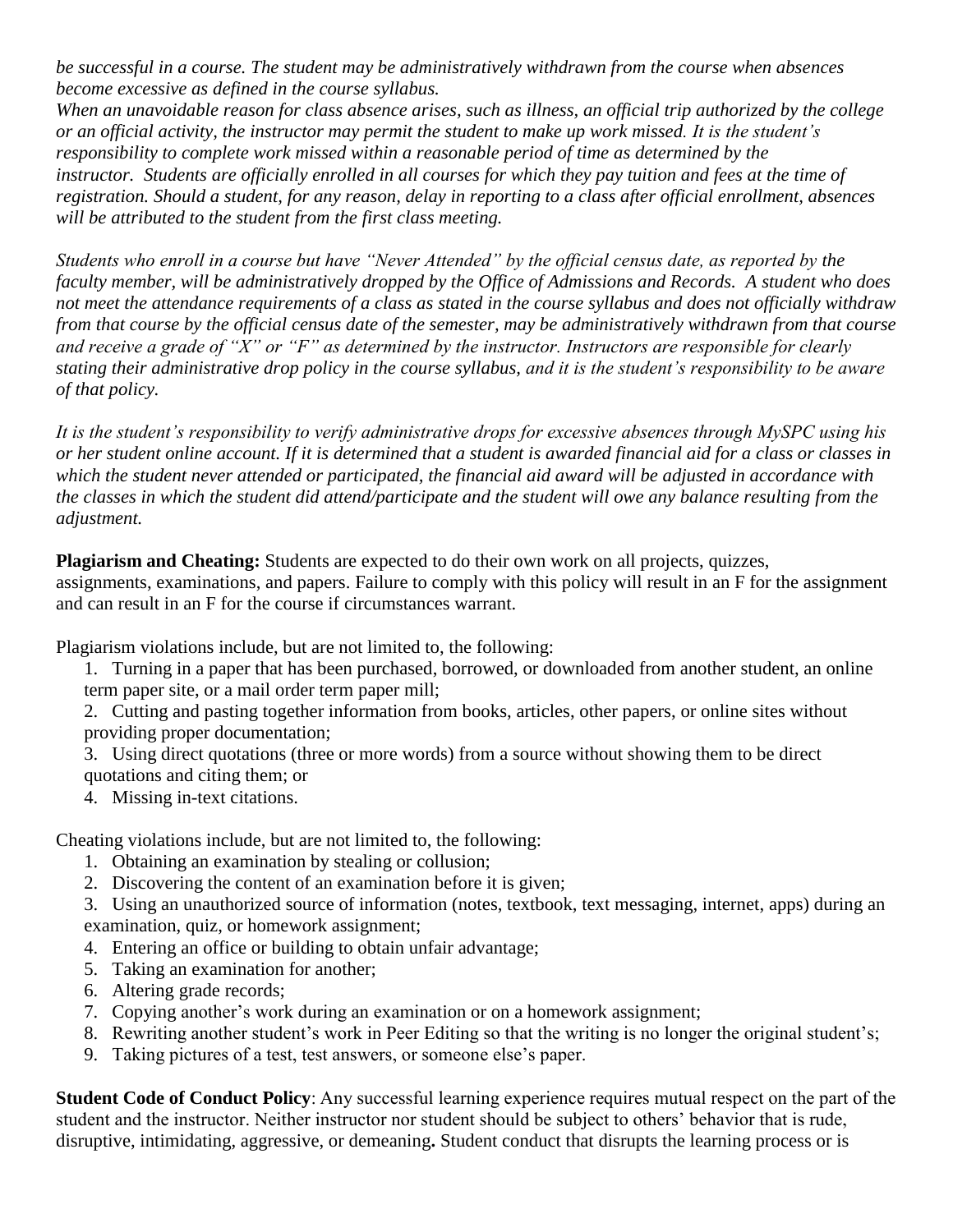*be successful in a course. The student may be administratively withdrawn from the course when absences become excessive as defined in the course syllabus.*
*When an unavoidable reason for class absence arises, such as illness, an official trip authorized by the college or an official activity, the instructor may permit the student to make up work missed. It is the student's responsibility to complete work missed within a reasonable period of time as determined by the instructor. Students are officially enrolled in all courses for which they pay tuition and fees at the time of registration. Should a student, for any reason, delay in reporting to a class after official enrollment, absences will be attributed to the student from the first class meeting.*

*Students who enroll in a course but have "Never Attended" by the official census date, as reported by the faculty member, will be administratively dropped by the Office of Admissions and Records. A student who does not meet the attendance requirements of a class as stated in the course syllabus and does not officially withdraw from that course by the official census date of the semester, may be administratively withdrawn from that course and receive a grade of "X" or "F" as determined by the instructor. Instructors are responsible for clearly stating their administrative drop policy in the course syllabus, and it is the student's responsibility to be aware of that policy.*

*It is the student's responsibility to verify administrative drops for excessive absences through MySPC using his or her student online account. If it is determined that a student is awarded financial aid for a class or classes in which the student never attended or participated, the financial aid award will be adjusted in accordance with the classes in which the student did attend/participate and the student will owe any balance resulting from the adjustment.*

**Plagiarism and Cheating:** Students are expected to do their own work on all projects, quizzes, assignments, examinations, and papers. Failure to comply with this policy will result in an F for the assignment and can result in an F for the course if circumstances warrant.

Plagiarism violations include, but are not limited to, the following:

1. Turning in a paper that has been purchased, borrowed, or downloaded from another student, an online term paper site, or a mail order term paper mill;
2. Cutting and pasting together information from books, articles, other papers, or online sites without providing proper documentation;
3. Using direct quotations (three or more words) from a source without showing them to be direct quotations and citing them; or
4. Missing in-text citations.

Cheating violations include, but are not limited to, the following:

1. Obtaining an examination by stealing or collusion;
2. Discovering the content of an examination before it is given;
3. Using an unauthorized source of information (notes, textbook, text messaging, internet, apps) during an examination, quiz, or homework assignment;
4. Entering an office or building to obtain unfair advantage;
5. Taking an examination for another;
6. Altering grade records;
7. Copying another's work during an examination or on a homework assignment;
8. Rewriting another student's work in Peer Editing so that the writing is no longer the original student's;
9. Taking pictures of a test, test answers, or someone else's paper.

**Student Code of Conduct Policy**: Any successful learning experience requires mutual respect on the part of the student and the instructor. Neither instructor nor student should be subject to others' behavior that is rude, disruptive, intimidating, aggressive, or demeaning**.** Student conduct that disrupts the learning process or is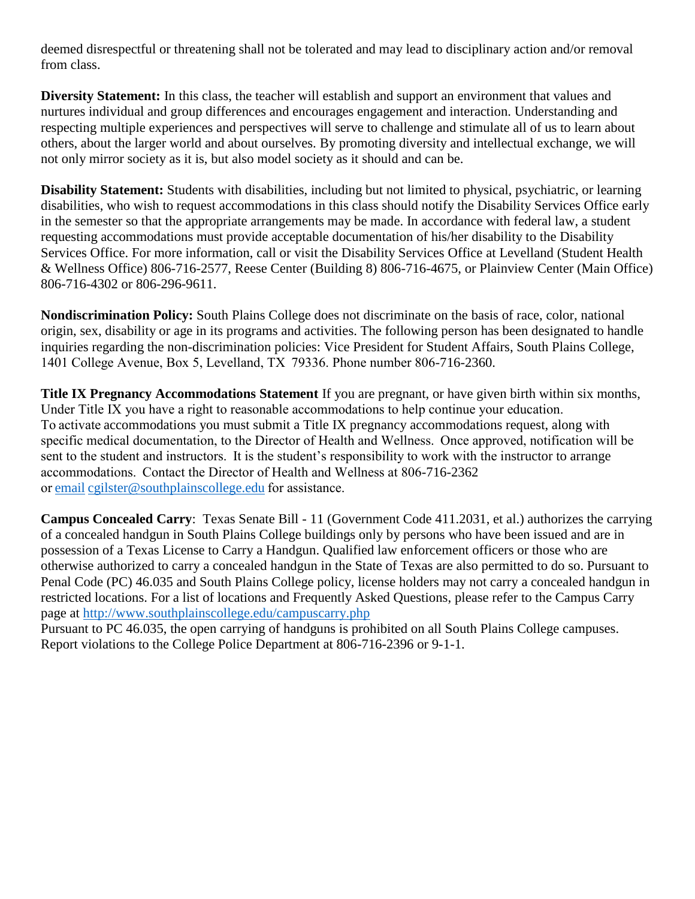deemed disrespectful or threatening shall not be tolerated and may lead to disciplinary action and/or removal from class.

**Diversity Statement:** In this class, the teacher will establish and support an environment that values and nurtures individual and group differences and encourages engagement and interaction. Understanding and respecting multiple experiences and perspectives will serve to challenge and stimulate all of us to learn about others, about the larger world and about ourselves. By promoting diversity and intellectual exchange, we will not only mirror society as it is, but also model society as it should and can be.

**Disability Statement:** Students with disabilities, including but not limited to physical, psychiatric, or learning disabilities, who wish to request accommodations in this class should notify the Disability Services Office early in the semester so that the appropriate arrangements may be made. In accordance with federal law, a student requesting accommodations must provide acceptable documentation of his/her disability to the Disability Services Office. For more information, call or visit the Disability Services Office at Levelland (Student Health & Wellness Office) 806-716-2577, Reese Center (Building 8) 806-716-4675, or Plainview Center (Main Office) 806-716-4302 or 806-296-9611.

**Nondiscrimination Policy:** South Plains College does not discriminate on the basis of race, color, national origin, sex, disability or age in its programs and activities. The following person has been designated to handle inquiries regarding the non-discrimination policies: Vice President for Student Affairs, South Plains College, 1401 College Avenue, Box 5, Levelland, TX 79336. Phone number 806-716-2360.

**Title IX Pregnancy Accommodations Statement** If you are pregnant, or have given birth within six months, Under Title IX you have a right to reasonable accommodations to help continue your education. To activate accommodations you must submit a Title IX pregnancy accommodations request, along with specific medical documentation, to the Director of Health and Wellness. Once approved, notification will be sent to the student and instructors. It is the student's responsibility to work with the instructor to arrange accommodations. Contact the Director of Health and Wellness at 806-716-2362 or email cgilster@southplainscollege.edu for assistance.

**Campus Concealed Carry**: Texas Senate Bill - 11 (Government Code 411.2031, et al.) authorizes the carrying of a concealed handgun in South Plains College buildings only by persons who have been issued and are in possession of a Texas License to Carry a Handgun. Qualified law enforcement officers or those who are otherwise authorized to carry a concealed handgun in the State of Texas are also permitted to do so. Pursuant to Penal Code (PC) 46.035 and South Plains College policy, license holders may not carry a concealed handgun in restricted locations. For a list of locations and Frequently Asked Questions, please refer to the Campus Carry page at http://www.southplainscollege.edu/campuscarry.php

Pursuant to PC 46.035, the open carrying of handguns is prohibited on all South Plains College campuses. Report violations to the College Police Department at 806-716-2396 or 9-1-1.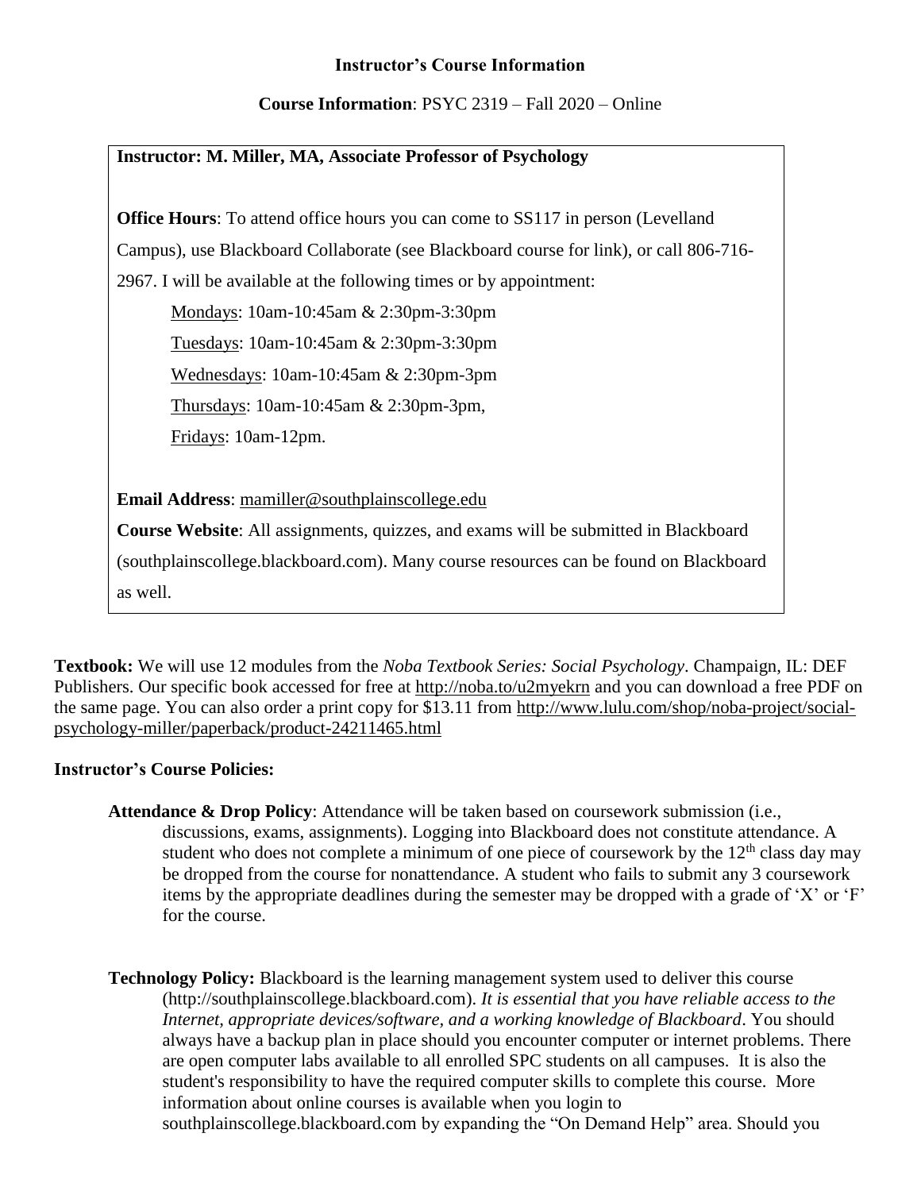**Instructor's Course Information**

**Course Information**: PSYC 2319 – Fall 2020 – Online

**Instructor: M. Miller, MA, Associate Professor of Psychology**

**Office Hours**: To attend office hours you can come to SS117 in person (Levelland Campus), use Blackboard Collaborate (see Blackboard course for link), or call 806-716-2967. I will be available at the following times or by appointment:

- Mondays: 10am-10:45am & 2:30pm-3:30pm
- Tuesdays: 10am-10:45am & 2:30pm-3:30pm
- Wednesdays: 10am-10:45am & 2:30pm-3pm
- Thursdays: 10am-10:45am & 2:30pm-3pm,
- Fridays: 10am-12pm.

**Email Address**: mamiller@southplainscollege.edu

**Course Website**: All assignments, quizzes, and exams will be submitted in Blackboard (southplainscollege.blackboard.com). Many course resources can be found on Blackboard as well.

**Textbook:** We will use 12 modules from the *Noba Textbook Series: Social Psychology*. Champaign, IL: DEF Publishers. Our specific book accessed for free at http://noba.to/u2myekrn and you can download a free PDF on the same page. You can also order a print copy for $13.11 from http://www.lulu.com/shop/noba-project/social-psychology-miller/paperback/product-24211465.html

**Instructor's Course Policies:**

**Attendance & Drop Policy**: Attendance will be taken based on coursework submission (i.e., discussions, exams, assignments). Logging into Blackboard does not constitute attendance. A student who does not complete a minimum of one piece of coursework by the 12th class day may be dropped from the course for nonattendance. A student who fails to submit any 3 coursework items by the appropriate deadlines during the semester may be dropped with a grade of 'X' or 'F' for the course.

**Technology Policy:** Blackboard is the learning management system used to deliver this course (http://southplainscollege.blackboard.com). *It is essential that you have reliable access to the Internet, appropriate devices/software, and a working knowledge of Blackboard*. You should always have a backup plan in place should you encounter computer or internet problems. There are open computer labs available to all enrolled SPC students on all campuses. It is also the student's responsibility to have the required computer skills to complete this course. More information about online courses is available when you login to southplainscollege.blackboard.com by expanding the "On Demand Help" area. Should you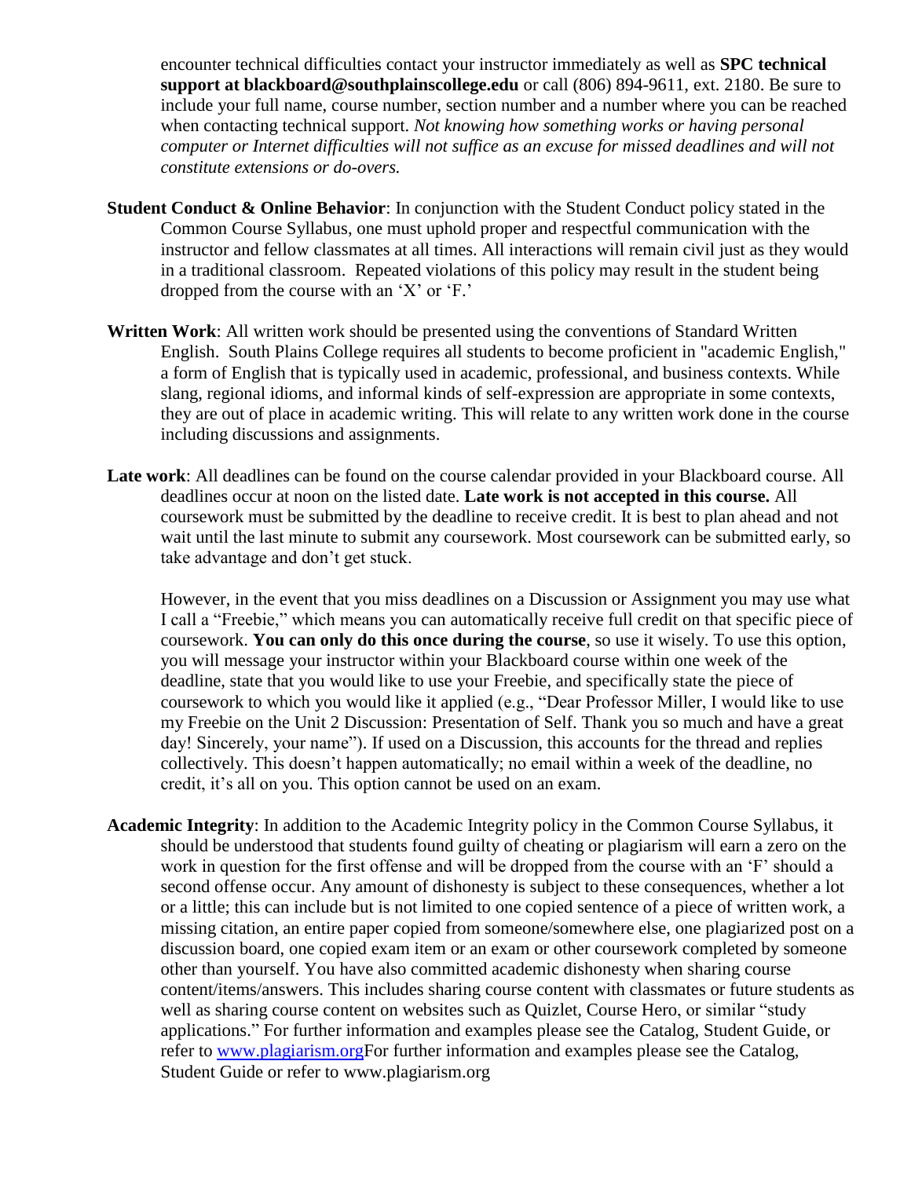encounter technical difficulties contact your instructor immediately as well as **SPC technical support at blackboard@southplainscollege.edu** or call (806) 894-9611, ext. 2180. Be sure to include your full name, course number, section number and a number where you can be reached when contacting technical support. *Not knowing how something works or having personal computer or Internet difficulties will not suffice as an excuse for missed deadlines and will not constitute extensions or do-overs.*

**Student Conduct & Online Behavior**: In conjunction with the Student Conduct policy stated in the Common Course Syllabus, one must uphold proper and respectful communication with the instructor and fellow classmates at all times. All interactions will remain civil just as they would in a traditional classroom. Repeated violations of this policy may result in the student being dropped from the course with an 'X' or 'F.'

**Written Work**: All written work should be presented using the conventions of Standard Written English. South Plains College requires all students to become proficient in "academic English," a form of English that is typically used in academic, professional, and business contexts. While slang, regional idioms, and informal kinds of self-expression are appropriate in some contexts, they are out of place in academic writing. This will relate to any written work done in the course including discussions and assignments.

**Late work**: All deadlines can be found on the course calendar provided in your Blackboard course. All deadlines occur at noon on the listed date. **Late work is not accepted in this course.** All coursework must be submitted by the deadline to receive credit. It is best to plan ahead and not wait until the last minute to submit any coursework. Most coursework can be submitted early, so take advantage and don't get stuck.

However, in the event that you miss deadlines on a Discussion or Assignment you may use what I call a "Freebie," which means you can automatically receive full credit on that specific piece of coursework. **You can only do this once during the course**, so use it wisely. To use this option, you will message your instructor within your Blackboard course within one week of the deadline, state that you would like to use your Freebie, and specifically state the piece of coursework to which you would like it applied (e.g., "Dear Professor Miller, I would like to use my Freebie on the Unit 2 Discussion: Presentation of Self. Thank you so much and have a great day! Sincerely, your name"). If used on a Discussion, this accounts for the thread and replies collectively. This doesn't happen automatically; no email within a week of the deadline, no credit, it's all on you. This option cannot be used on an exam.

**Academic Integrity**: In addition to the Academic Integrity policy in the Common Course Syllabus, it should be understood that students found guilty of cheating or plagiarism will earn a zero on the work in question for the first offense and will be dropped from the course with an 'F' should a second offense occur. Any amount of dishonesty is subject to these consequences, whether a lot or a little; this can include but is not limited to one copied sentence of a piece of written work, a missing citation, an entire paper copied from someone/somewhere else, one plagiarized post on a discussion board, one copied exam item or an exam or other coursework completed by someone other than yourself. You have also committed academic dishonesty when sharing course content/items/answers. This includes sharing course content with classmates or future students as well as sharing course content on websites such as Quizlet, Course Hero, or similar "study applications." For further information and examples please see the Catalog, Student Guide, or refer to www.plagiarism.orgFor further information and examples please see the Catalog, Student Guide or refer to www.plagiarism.org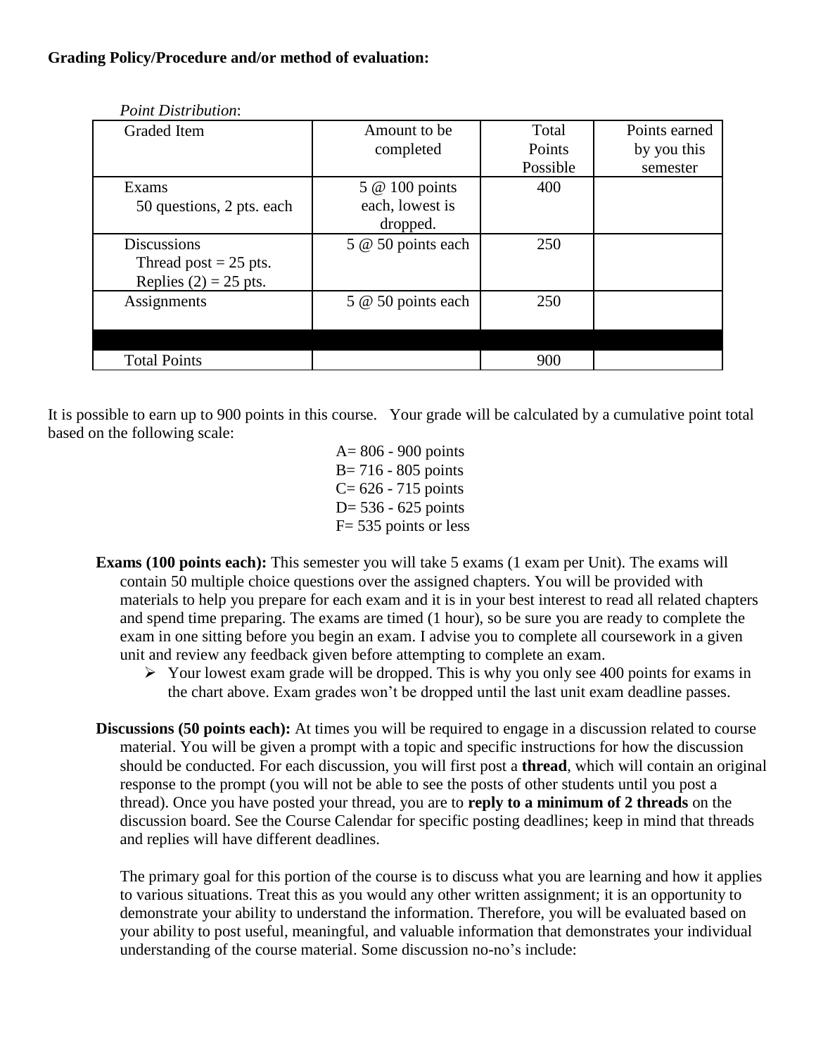**Grading Policy/Procedure and/or method of evaluation:**

*Point Distribution*:

| Graded Item | Amount to be completed | Total Points Possible | Points earned by you this semester |
|---|---|---|---|
| Exams<br>50 questions, 2 pts. each | 5 @ 100 points each, lowest is dropped. | 400 | |
| Discussions<br>Thread post = 25 pts.<br>Replies (2) = 25 pts. | 5 @ 50 points each | 250 | |
| Assignments | 5 @ 50 points each | 250 | |
| | | | |
| Total Points | | 900 | |

It is possible to earn up to 900 points in this course. Your grade will be calculated by a cumulative point total based on the following scale:

A= 806 - 900 points
B= 716 - 805 points
C= 626 - 715 points
D= 536 - 625 points
F= 535 points or less

**Exams (100 points each):** This semester you will take 5 exams (1 exam per Unit). The exams will contain 50 multiple choice questions over the assigned chapters. You will be provided with materials to help you prepare for each exam and it is in your best interest to read all related chapters and spend time preparing. The exams are timed (1 hour), so be sure you are ready to complete the exam in one sitting before you begin an exam. I advise you to complete all coursework in a given unit and review any feedback given before attempting to complete an exam.

- Your lowest exam grade will be dropped. This is why you only see 400 points for exams in the chart above. Exam grades won't be dropped until the last unit exam deadline passes.

**Discussions (50 points each):** At times you will be required to engage in a discussion related to course material. You will be given a prompt with a topic and specific instructions for how the discussion should be conducted. For each discussion, you will first post a **thread**, which will contain an original response to the prompt (you will not be able to see the posts of other students until you post a thread). Once you have posted your thread, you are to **reply to a minimum of 2 threads** on the discussion board. See the Course Calendar for specific posting deadlines; keep in mind that threads and replies will have different deadlines.

The primary goal for this portion of the course is to discuss what you are learning and how it applies to various situations. Treat this as you would any other written assignment; it is an opportunity to demonstrate your ability to understand the information. Therefore, you will be evaluated based on your ability to post useful, meaningful, and valuable information that demonstrates your individual understanding of the course material. Some discussion no-no's include: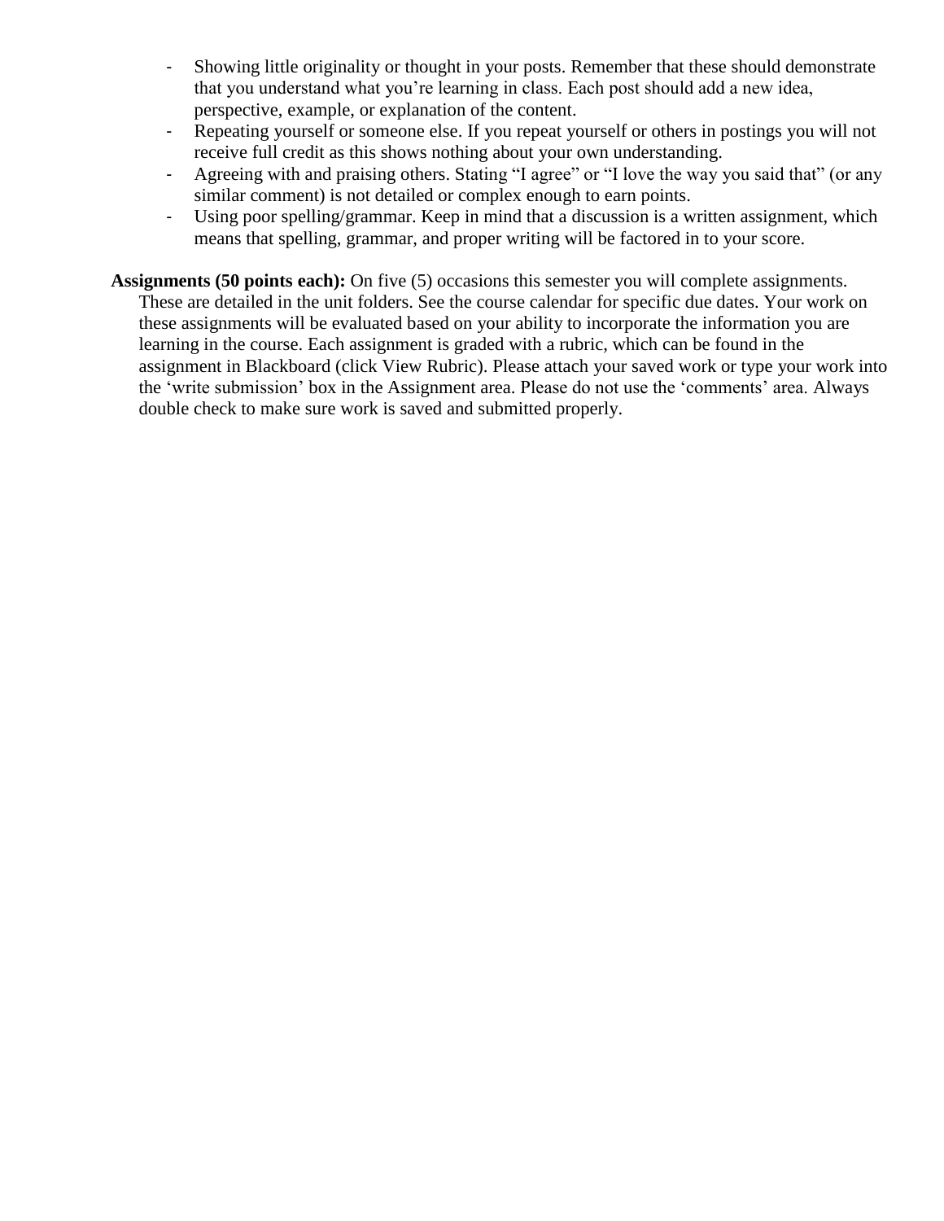- Showing little originality or thought in your posts. Remember that these should demonstrate that you understand what you're learning in class. Each post should add a new idea, perspective, example, or explanation of the content.
- Repeating yourself or someone else. If you repeat yourself or others in postings you will not receive full credit as this shows nothing about your own understanding.
- Agreeing with and praising others. Stating "I agree" or "I love the way you said that" (or any similar comment) is not detailed or complex enough to earn points.
- Using poor spelling/grammar. Keep in mind that a discussion is a written assignment, which means that spelling, grammar, and proper writing will be factored in to your score.

**Assignments (50 points each):** On five (5) occasions this semester you will complete assignments. These are detailed in the unit folders. See the course calendar for specific due dates. Your work on these assignments will be evaluated based on your ability to incorporate the information you are learning in the course. Each assignment is graded with a rubric, which can be found in the assignment in Blackboard (click View Rubric). Please attach your saved work or type your work into the 'write submission' box in the Assignment area. Please do not use the 'comments' area. Always double check to make sure work is saved and submitted properly.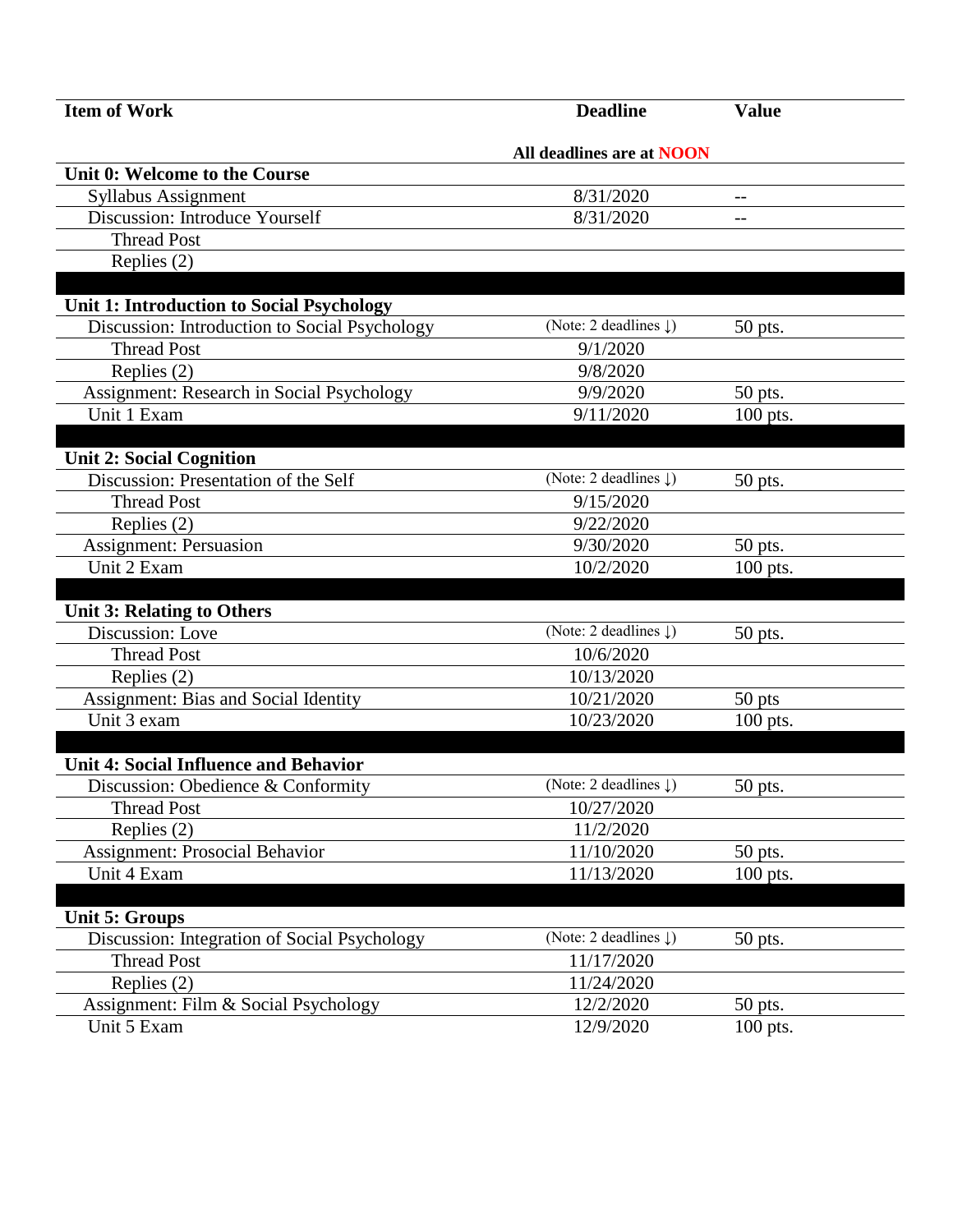| Item of Work | Deadline | Value |
|---|---|---|
| | **All deadlines are at NOON** | |
| **Unit 0: Welcome to the Course** | | |
| Syllabus Assignment | 8/31/2020 | -- |
| Discussion: Introduce Yourself | 8/31/2020 | -- |
| Thread Post | | |
| Replies (2) | | |
| **Unit 1: Introduction to Social Psychology** | | |
| Discussion: Introduction to Social Psychology | (Note: 2 deadlines ↓) | 50 pts. |
| Thread Post | 9/1/2020 | |
| Replies (2) | 9/8/2020 | |
| Assignment: Research in Social Psychology | 9/9/2020 | 50 pts. |
| Unit 1 Exam | 9/11/2020 | 100 pts. |
| **Unit 2: Social Cognition** | | |
| Discussion: Presentation of the Self | (Note: 2 deadlines ↓) | 50 pts. |
| Thread Post | 9/15/2020 | |
| Replies (2) | 9/22/2020 | |
| Assignment: Persuasion | 9/30/2020 | 50 pts. |
| Unit 2 Exam | 10/2/2020 | 100 pts. |
| **Unit 3: Relating to Others** | | |
| Discussion: Love | (Note: 2 deadlines ↓) | 50 pts. |
| Thread Post | 10/6/2020 | |
| Replies (2) | 10/13/2020 | |
| Assignment: Bias and Social Identity | 10/21/2020 | 50 pts |
| Unit 3 exam | 10/23/2020 | 100 pts. |
| **Unit 4: Social Influence and Behavior** | | |
| Discussion: Obedience & Conformity | (Note: 2 deadlines ↓) | 50 pts. |
| Thread Post | 10/27/2020 | |
| Replies (2) | 11/2/2020 | |
| Assignment: Prosocial Behavior | 11/10/2020 | 50 pts. |
| Unit 4 Exam | 11/13/2020 | 100 pts. |
| **Unit 5: Groups** | | |
| Discussion: Integration of Social Psychology | (Note: 2 deadlines ↓) | 50 pts. |
| Thread Post | 11/17/2020 | |
| Replies (2) | 11/24/2020 | |
| Assignment: Film & Social Psychology | 12/2/2020 | 50 pts. |
| Unit 5 Exam | 12/9/2020 | 100 pts. |